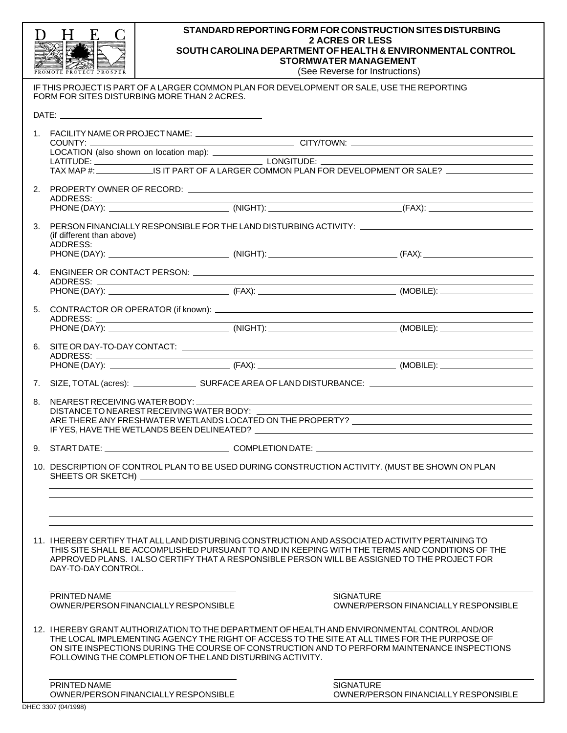**D H E C**

PROMOTE PROTECT PROSPER

# STANDARD REPORTING FORM FOR CONSTRUCTION SITES DISTURBING 2 ACRES OR LESS

## SOUTH CAROLINA DEPARTMENT OF HEALTH & ENVIRONMENTAL CONTROL STORMWATER MANAGEMENT

(See Reverse for Instructions)

IF THIS PROJECT IS PART OF A LARGER COMMON PLAN FOR DEVELOPMENT OR SALE, USE THE REPORTING FORM FOR SITES DISTURBING MORE THAN 2 ACRES.

DATE: \_\_\_\_\_\_\_\_\_\_\_\_\_\_\_\_\_\_\_\_

1. FACILITY NAME OR PROJECT NAME: \_\_\_\_\_\_\_\_\_\_\_\_\_\_\_\_\_\_\_\_
   COUNTY: \_\_\_\_\_\_\_\_\_\_\_\_\_\_\_\_\_\_\_\_ CITY/TOWN: \_\_\_\_\_\_\_\_\_\_\_\_\_\_\_\_\_\_\_\_
   LOCATION (also shown on location map): \_\_\_\_\_\_\_\_\_\_\_\_\_\_\_\_\_\_\_\_
   LATITUDE: \_\_\_\_\_\_\_\_\_\_\_\_\_\_\_\_\_\_\_\_ LONGITUDE: \_\_\_\_\_\_\_\_\_\_\_\_\_\_\_\_\_\_\_\_
   TAX MAP #: \_\_\_\_\_\_\_\_\_\_ IS IT PART OF A LARGER COMMON PLAN FOR DEVELOPMENT OR SALE? \_\_\_\_\_\_\_\_\_\_

2. PROPERTY OWNER OF RECORD: \_\_\_\_\_\_\_\_\_\_\_\_\_\_\_\_\_\_\_\_
   ADDRESS: \_\_\_\_\_\_\_\_\_\_\_\_\_\_\_\_\_\_\_\_
   PHONE (DAY): \_\_\_\_\_\_\_\_\_\_ (NIGHT): \_\_\_\_\_\_\_\_\_\_ (FAX): \_\_\_\_\_\_\_\_\_\_

3. PERSON FINANCIALLY RESPONSIBLE FOR THE LAND DISTURBING ACTIVITY: \_\_\_\_\_\_\_\_\_\_\_\_\_\_\_\_\_\_\_\_
   (if different than above)
   ADDRESS: \_\_\_\_\_\_\_\_\_\_\_\_\_\_\_\_\_\_\_\_
   PHONE (DAY): \_\_\_\_\_\_\_\_\_\_ (NIGHT): \_\_\_\_\_\_\_\_\_\_ (FAX): \_\_\_\_\_\_\_\_\_\_

4. ENGINEER OR CONTACT PERSON: \_\_\_\_\_\_\_\_\_\_\_\_\_\_\_\_\_\_\_\_
   ADDRESS: \_\_\_\_\_\_\_\_\_\_\_\_\_\_\_\_\_\_\_\_
   PHONE (DAY): \_\_\_\_\_\_\_\_\_\_ (FAX): \_\_\_\_\_\_\_\_\_\_ (MOBILE): \_\_\_\_\_\_\_\_\_\_

5. CONTRACTOR OR OPERATOR (if known): \_\_\_\_\_\_\_\_\_\_\_\_\_\_\_\_\_\_\_\_
   ADDRESS: \_\_\_\_\_\_\_\_\_\_\_\_\_\_\_\_\_\_\_\_
   PHONE (DAY): \_\_\_\_\_\_\_\_\_\_ (NIGHT): \_\_\_\_\_\_\_\_\_\_ (MOBILE): \_\_\_\_\_\_\_\_\_\_

6. SITE OR DAY-TO-DAY CONTACT: \_\_\_\_\_\_\_\_\_\_\_\_\_\_\_\_\_\_\_\_
   ADDRESS: \_\_\_\_\_\_\_\_\_\_\_\_\_\_\_\_\_\_\_\_
   PHONE (DAY): \_\_\_\_\_\_\_\_\_\_ (FAX): \_\_\_\_\_\_\_\_\_\_ (MOBILE): \_\_\_\_\_\_\_\_\_\_

7. SIZE, TOTAL (acres): \_\_\_\_\_\_\_\_\_\_ SURFACE AREA OF LAND DISTURBANCE: \_\_\_\_\_\_\_\_\_\_

8. NEAREST RECEIVING WATER BODY: \_\_\_\_\_\_\_\_\_\_\_\_\_\_\_\_\_\_\_\_
   DISTANCE TO NEAREST RECEIVING WATER BODY: \_\_\_\_\_\_\_\_\_\_\_\_\_\_\_\_\_\_\_\_
   ARE THERE ANY FRESHWATER WETLANDS LOCATED ON THE PROPERTY? \_\_\_\_\_\_\_\_\_\_
   IF YES, HAVE THE WETLANDS BEEN DELINEATED? \_\_\_\_\_\_\_\_\_\_

9. START DATE: \_\_\_\_\_\_\_\_\_\_ COMPLETION DATE: \_\_\_\_\_\_\_\_\_\_

10. DESCRIPTION OF CONTROL PLAN TO BE USED DURING CONSTRUCTION ACTIVITY. (MUST BE SHOWN ON PLAN SHEETS OR SKETCH) \_\_\_\_\_\_\_\_\_\_\_\_\_\_\_\_\_\_\_\_

11. I HEREBY CERTIFY THAT ALL LAND DISTURBING CONSTRUCTION AND ASSOCIATED ACTIVITY PERTAINING TO THIS SITE SHALL BE ACCOMPLISHED PURSUANT TO AND IN KEEPING WITH THE TERMS AND CONDITIONS OF THE APPROVED PLANS. I ALSO CERTIFY THAT A RESPONSIBLE PERSON WILL BE ASSIGNED TO THE PROJECT FOR DAY-TO-DAY CONTROL.

    \_\_\_\_\_\_\_\_\_\_\_\_\_\_\_\_\_\_\_\_ \_\_\_\_\_\_\_\_\_\_\_\_\_\_\_\_\_\_\_\_
    PRINTED NAME OWNER/PERSON FINANCIALLY RESPONSIBLE — SIGNATURE OWNER/PERSON FINANCIALLY RESPONSIBLE

12. I HEREBY GRANT AUTHORIZATION TO THE DEPARTMENT OF HEALTH AND ENVIRONMENTAL CONTROL AND/OR THE LOCAL IMPLEMENTING AGENCY THE RIGHT OF ACCESS TO THE SITE AT ALL TIMES FOR THE PURPOSE OF ON SITE INSPECTIONS DURING THE COURSE OF CONSTRUCTION AND TO PERFORM MAINTENANCE INSPECTIONS FOLLOWING THE COMPLETION OF THE LAND DISTURBING ACTIVITY.

    \_\_\_\_\_\_\_\_\_\_\_\_\_\_\_\_\_\_\_\_ \_\_\_\_\_\_\_\_\_\_\_\_\_\_\_\_\_\_\_\_
    PRINTED NAME OWNER/PERSON FINANCIALLY RESPONSIBLE — SIGNATURE OWNER/PERSON FINANCIALLY RESPONSIBLE

DHEC 3307 (04/1998)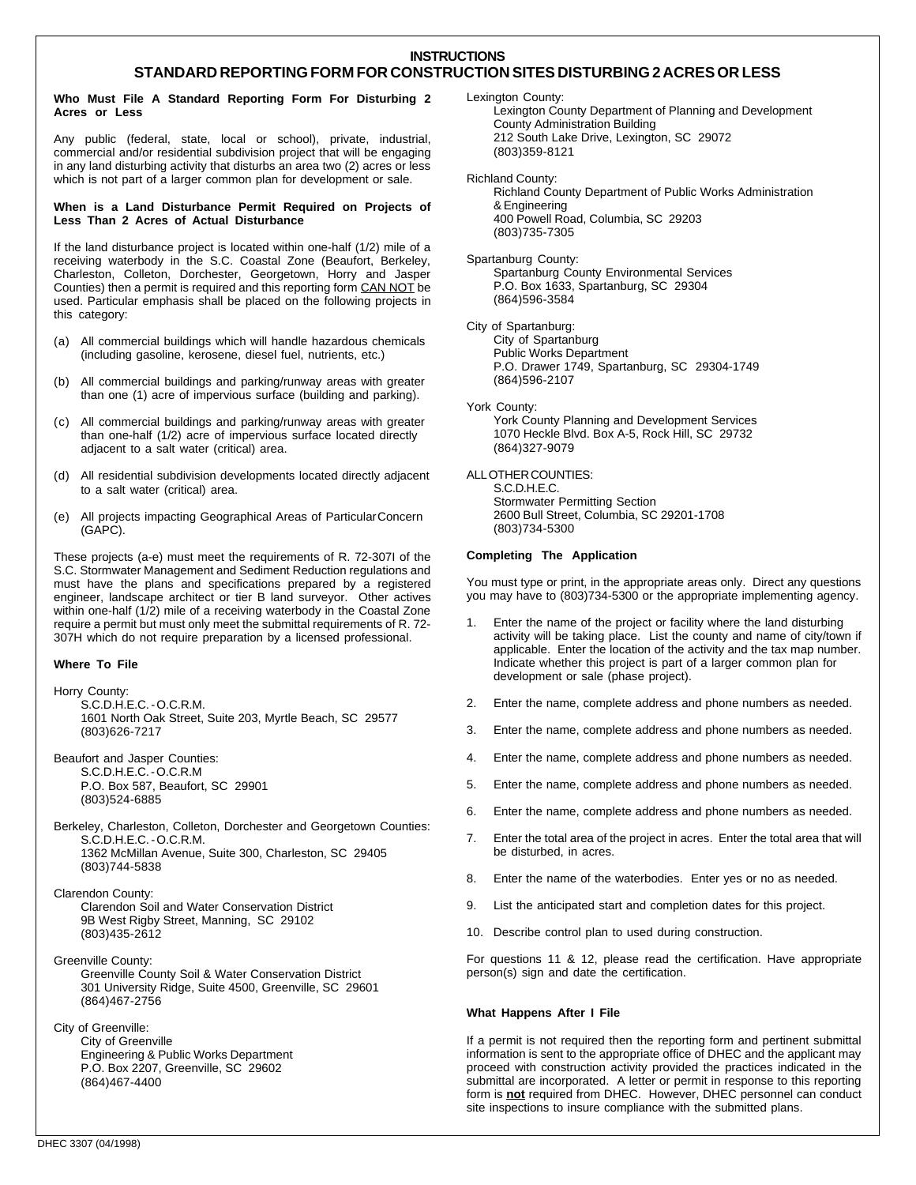# INSTRUCTIONS
## STANDARD REPORTING FORM FOR CONSTRUCTION SITES DISTURBING 2 ACRES OR LESS

**Who Must File A Standard Reporting Form For Disturbing 2 Acres or Less**

Any public (federal, state, local or school), private, industrial, commercial and/or residential subdivision project that will be engaging in any land disturbing activity that disturbs an area two (2) acres or less which is not part of a larger common plan for development or sale.

**When is a Land Disturbance Permit Required on Projects of Less Than 2 Acres of Actual Disturbance**

If the land disturbance project is located within one-half (1/2) mile of a receiving waterbody in the S.C. Coastal Zone (Beaufort, Berkeley, Charleston, Colleton, Dorchester, Georgetown, Horry and Jasper Counties) then a permit is required and this reporting form CAN NOT be used. Particular emphasis shall be placed on the following projects in this category:

(a) All commercial buildings which will handle hazardous chemicals (including gasoline, kerosene, diesel fuel, nutrients, etc.)

(b) All commercial buildings and parking/runway areas with greater than one (1) acre of impervious surface (building and parking).

(c) All commercial buildings and parking/runway areas with greater than one-half (1/2) acre of impervious surface located directly adjacent to a salt water (critical) area.

(d) All residential subdivision developments located directly adjacent to a salt water (critical) area.

(e) All projects impacting Geographical Areas of Particular Concern (GAPC).

These projects (a-e) must meet the requirements of R. 72-307I of the S.C. Stormwater Management and Sediment Reduction regulations and must have the plans and specifications prepared by a registered engineer, landscape architect or tier B land surveyor. Other actives within one-half (1/2) mile of a receiving waterbody in the Coastal Zone require a permit but must only meet the submittal requirements of R. 72-307H which do not require preparation by a licensed professional.

**Where To File**

Horry County:
S.C.D.H.E.C. - O.C.R.M.
1601 North Oak Street, Suite 203, Myrtle Beach, SC 29577
(803)626-7217

Beaufort and Jasper Counties:
S.C.D.H.E.C. - O.C.R.M
P.O. Box 587, Beaufort, SC 29901
(803)524-6885

Berkeley, Charleston, Colleton, Dorchester and Georgetown Counties:
S.C.D.H.E.C. - O.C.R.M.
1362 McMillan Avenue, Suite 300, Charleston, SC 29405
(803)744-5838

Clarendon County:
Clarendon Soil and Water Conservation District
9B West Rigby Street, Manning, SC 29102
(803)435-2612

Greenville County:
Greenville County Soil & Water Conservation District
301 University Ridge, Suite 4500, Greenville, SC 29601
(864)467-2756

City of Greenville:
City of Greenville
Engineering & Public Works Department
P.O. Box 2207, Greenville, SC 29602
(864)467-4400

Lexington County:
Lexington County Department of Planning and Development
County Administration Building
212 South Lake Drive, Lexington, SC 29072
(803)359-8121

Richland County:
Richland County Department of Public Works Administration & Engineering
400 Powell Road, Columbia, SC 29203
(803)735-7305

Spartanburg County:
Spartanburg County Environmental Services
P.O. Box 1633, Spartanburg, SC 29304
(864)596-3584

City of Spartanburg:
City of Spartanburg
Public Works Department
P.O. Drawer 1749, Spartanburg, SC 29304-1749
(864)596-2107

York County:
York County Planning and Development Services
1070 Heckle Blvd. Box A-5, Rock Hill, SC 29732
(864)327-9079

ALL OTHER COUNTIES:
S.C.D.H.E.C.
Stormwater Permitting Section
2600 Bull Street, Columbia, SC 29201-1708
(803)734-5300

**Completing The Application**

You must type or print, in the appropriate areas only. Direct any questions you may have to (803)734-5300 or the appropriate implementing agency.

1. Enter the name of the project or facility where the land disturbing activity will be taking place. List the county and name of city/town if applicable. Enter the location of the activity and the tax map number. Indicate whether this project is part of a larger common plan for development or sale (phase project).
2. Enter the name, complete address and phone numbers as needed.
3. Enter the name, complete address and phone numbers as needed.
4. Enter the name, complete address and phone numbers as needed.
5. Enter the name, complete address and phone numbers as needed.
6. Enter the name, complete address and phone numbers as needed.
7. Enter the total area of the project in acres. Enter the total area that will be disturbed, in acres.
8. Enter the name of the waterbodies. Enter yes or no as needed.
9. List the anticipated start and completion dates for this project.
10. Describe control plan to used during construction.

For questions 11 & 12, please read the certification. Have appropriate person(s) sign and date the certification.

**What Happens After I File**

If a permit is not required then the reporting form and pertinent submittal information is sent to the appropriate office of DHEC and the applicant may proceed with construction activity provided the practices indicated in the submittal are incorporated. A letter or permit in response to this reporting form is **not** required from DHEC. However, DHEC personnel can conduct site inspections to insure compliance with the submitted plans.

DHEC 3307 (04/1998)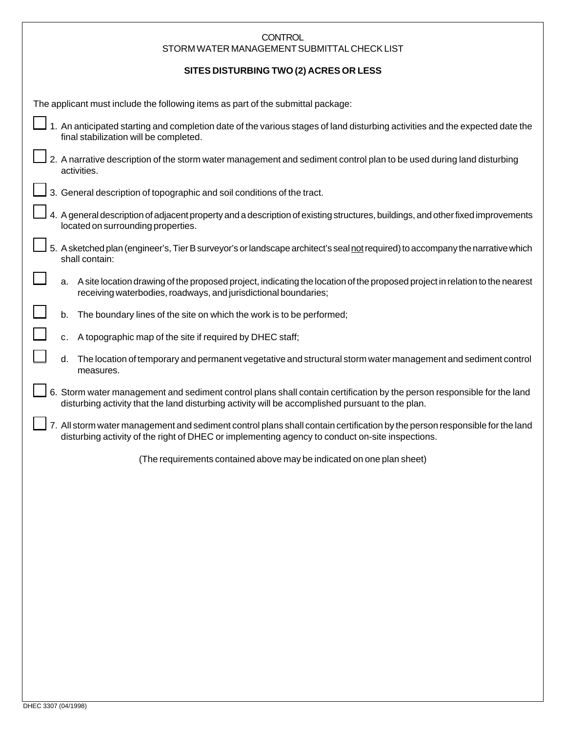CONTROL

STORM WATER MANAGEMENT SUBMITTAL CHECK LIST

**SITES DISTURBING TWO (2) ACRES OR LESS**

The applicant must include the following items as part of the submittal package:

☐ 1. An anticipated starting and completion date of the various stages of land disturbing activities and the expected date the final stabilization will be completed.

☐ 2. A narrative description of the storm water management and sediment control plan to be used during land disturbing activities.

☐ 3. General description of topographic and soil conditions of the tract.

☐ 4. A general description of adjacent property and a description of existing structures, buildings, and other fixed improvements located on surrounding properties.

☐ 5. A sketched plan (engineer's, Tier B surveyor's or landscape architect's seal not required) to accompany the narrative which shall contain:

☐ a. A site location drawing of the proposed project, indicating the location of the proposed project in relation to the nearest receiving waterbodies, roadways, and jurisdictional boundaries;

☐ b. The boundary lines of the site on which the work is to be performed;

☐ c. A topographic map of the site if required by DHEC staff;

☐ d. The location of temporary and permanent vegetative and structural storm water management and sediment control measures.

☐ 6. Storm water management and sediment control plans shall contain certification by the person responsible for the land disturbing activity that the land disturbing activity will be accomplished pursuant to the plan.

☐ 7. All storm water management and sediment control plans shall contain certification by the person responsible for the land disturbing activity of the right of DHEC or implementing agency to conduct on-site inspections.

(The requirements contained above may be indicated on one plan sheet)

DHEC 3307 (04/1998)